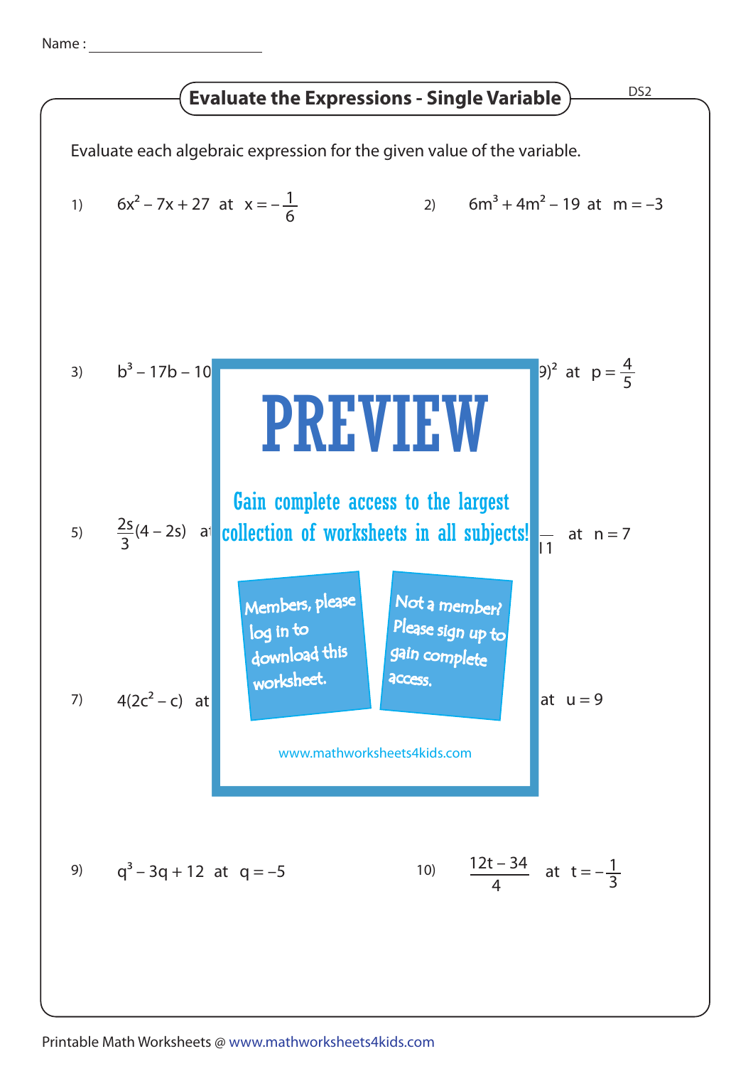Name : ______________________

## Evaluate the Expressions - Single Variable

DS2

Evaluate each algebraic expression for the given value of the variable.

1) $6x^2 - 7x + 27$ at $x = -\frac{1}{6}$

2) $6m^3 + 4m^2 - 19$ at $m = -3$

3) $b^3 - 17b - 10$ ...

4) ... $9)^2$ at $p = \frac{4}{5}$

# PREVIEW

Gain complete access to the largest collection of worksheets in all subjects!

Members, please log in to download this worksheet.

Not a member? Please sign up to gain complete access.

www.mathworksheets4kids.com

5) $\frac{2s}{3}(4 - 2s)$ at ...

6) ... $\overline{11}$ at $n = 7$

7) $4(2c^2 - c)$ at ...

8) ... at $u = 9$

9) $q^3 - 3q + 12$ at $q = -5$

10) $\frac{12t - 34}{4}$ at $t = -\frac{1}{3}$

Printable Math Worksheets @ www.mathworksheets4kids.com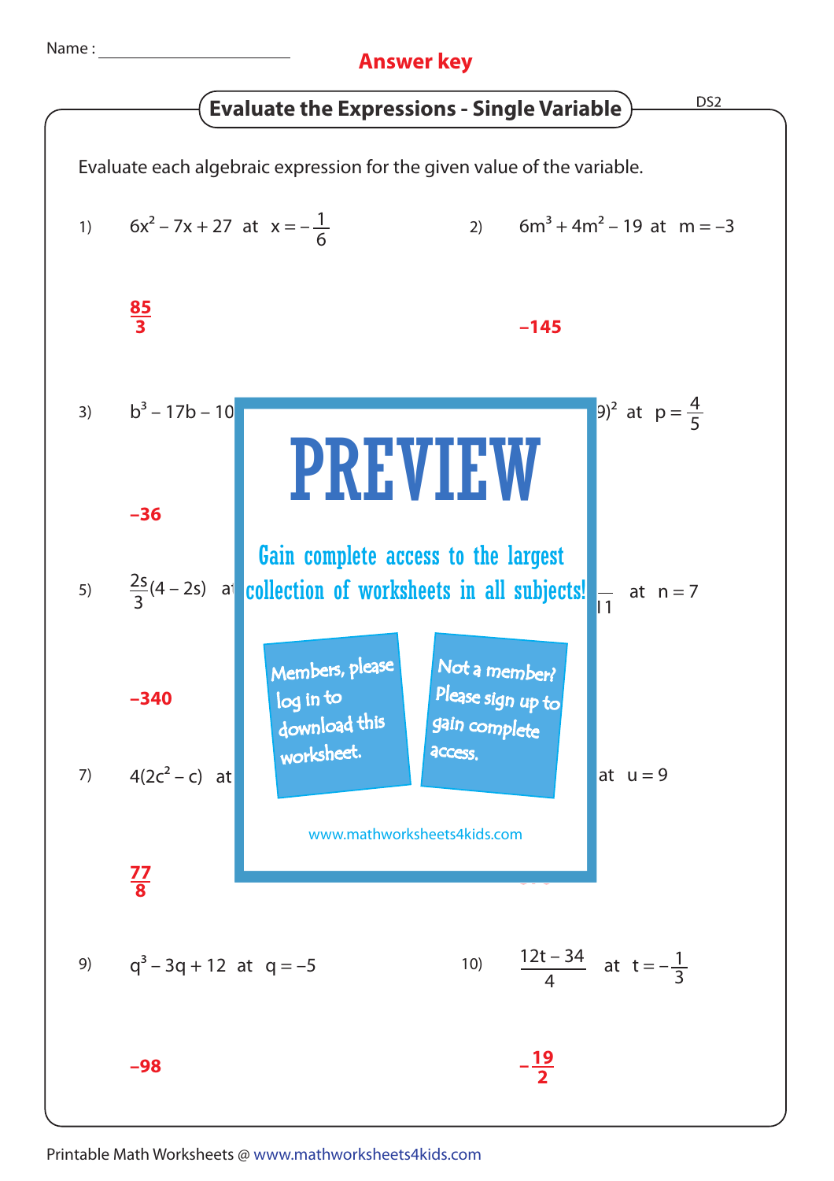Name : ____________________

**Answer key**

# Evaluate the Expressions - Single Variable

DS2

Evaluate each algebraic expression for the given value of the variable.

1) $6x^2 - 7x + 27$ at $x = -\frac{1}{6}$

$\frac{85}{3}$

2) $6m^3 + 4m^2 - 19$ at $m = -3$

$-145$

3) $b^3 - 17b - 10$

$-36$

4) $9)^2$ at $p = \frac{4}{5}$

5) $\frac{2s}{3}(4 - 2s)$ at

$-340$

6) $\frac{\quad}{11}$ at $n = 7$

7) $4(2c^2 - c)$ at

$\frac{77}{8}$

8) at $u = 9$

9) $q^3 - 3q + 12$ at $q = -5$

$-98$

10) $\frac{12t - 34}{4}$ at $t = -\frac{1}{3}$

$-\frac{19}{2}$

**PREVIEW**

Gain complete access to the largest collection of worksheets in all subjects!

Members, please log in to download this worksheet.

Not a member? Please sign up to gain complete access.

www.mathworksheets4kids.com

Printable Math Worksheets @ www.mathworksheets4kids.com